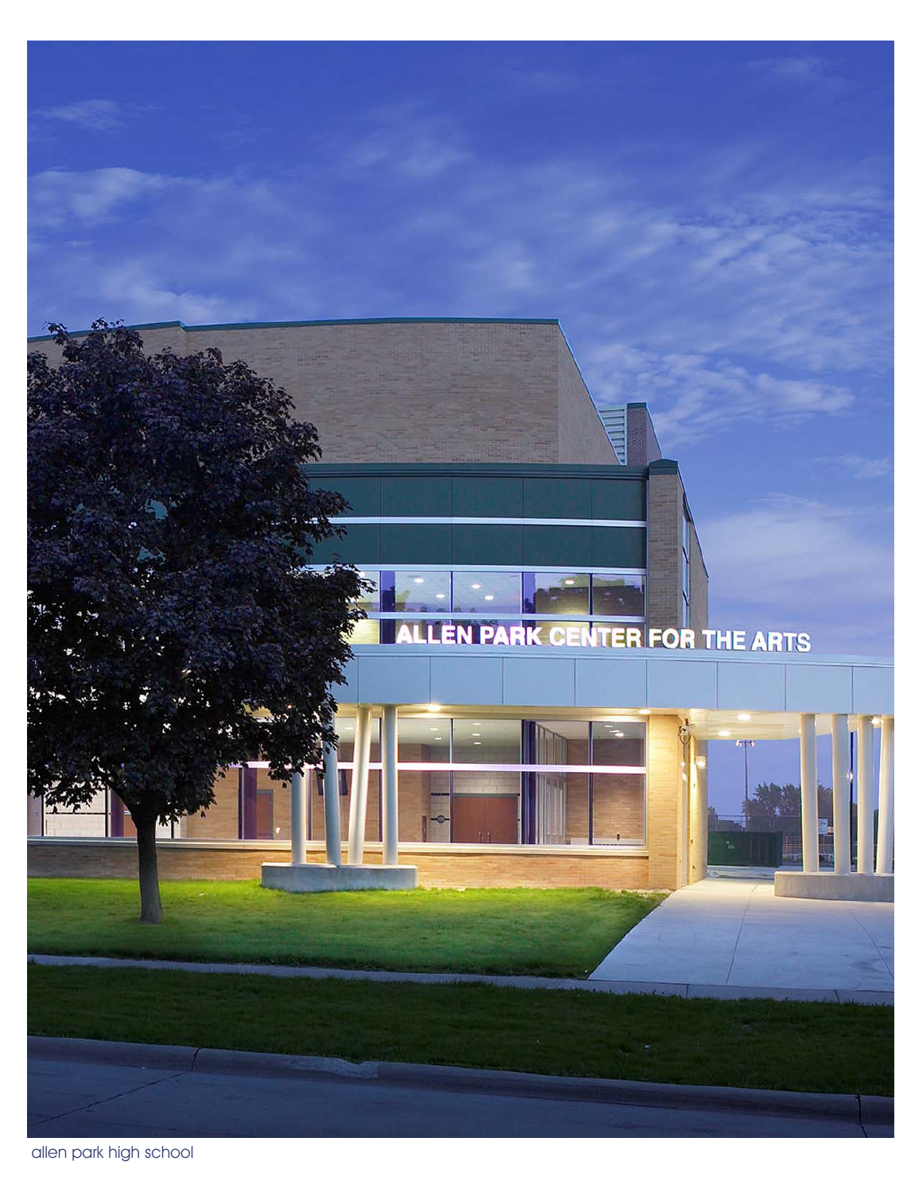allen park high school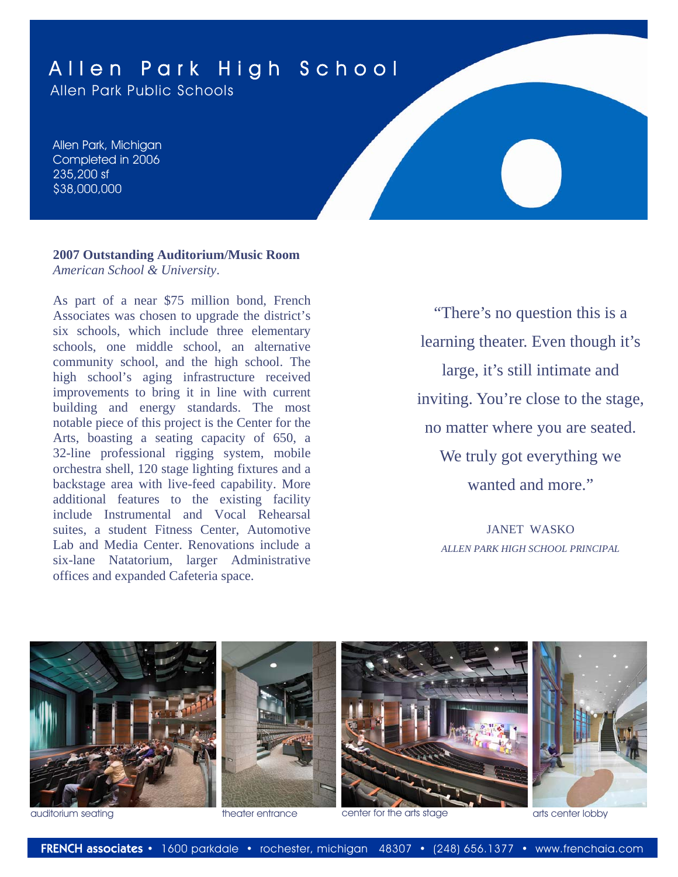# Allen Park High School

## Allen Park Public Schools

Allen Park, Michigan
Completed in 2006
235,200 sf
$38,000,000

**2007 Outstanding Auditorium/Music Room**
*American School & University*.

As part of a near $75 million bond, French Associates was chosen to upgrade the district's six schools, which include three elementary schools, one middle school, an alternative community school, and the high school. The high school's aging infrastructure received improvements to bring it in line with current building and energy standards. The most notable piece of this project is the Center for the Arts, boasting a seating capacity of 650, a 32-line professional rigging system, mobile orchestra shell, 120 stage lighting fixtures and a backstage area with live-feed capability. More additional features to the existing facility include Instrumental and Vocal Rehearsal suites, a student Fitness Center, Automotive Lab and Media Center. Renovations include a six-lane Natatorium, larger Administrative offices and expanded Cafeteria space.

"There's no question this is a learning theater. Even though it's large, it's still intimate and inviting. You're close to the stage, no matter where you are seated. We truly got everything we wanted and more."

JANET WASKO
*ALLEN PARK HIGH SCHOOL PRINCIPAL*

auditorium seating

theater entrance

center for the arts stage

arts center lobby

**FRENCH associates** • 1600 parkdale • rochester, michigan 48307 • (248) 656.1377 • www.frenchaia.com